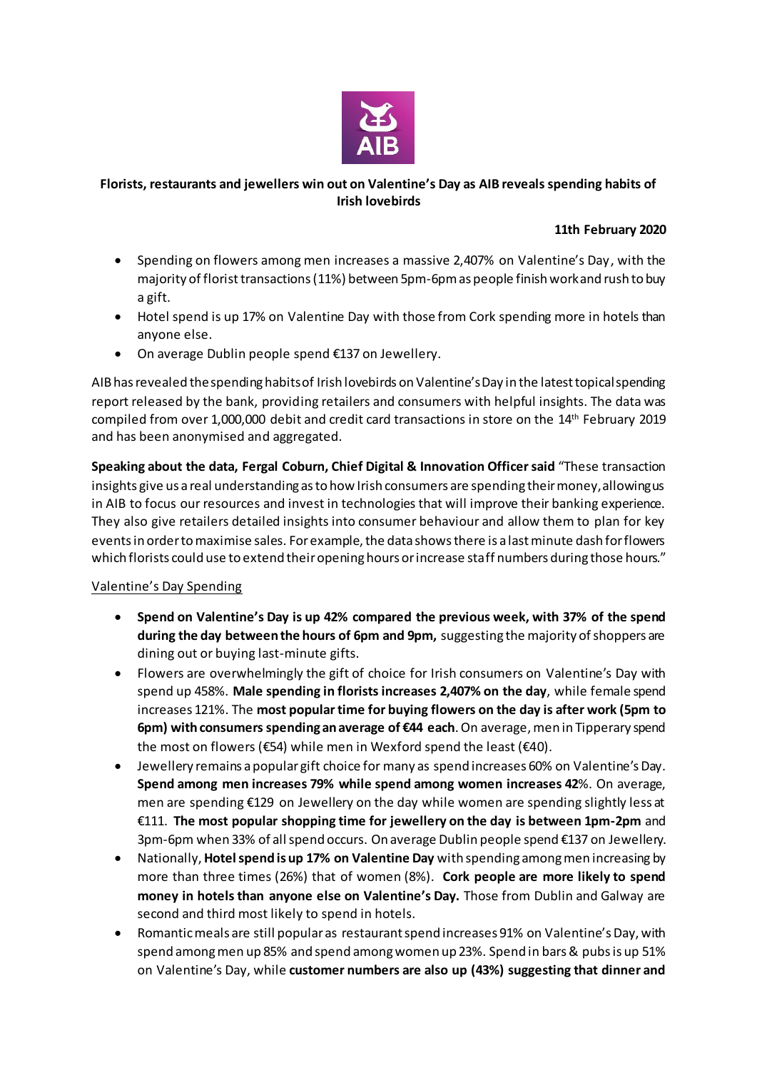**Florists, restaurants and jewellers win out on Valentine's Day as AIB reveals spending habits of Irish lovebirds**

**11th February 2020**

- Spending on flowers among men increases a massive 2,407% on Valentine's Day, with the majority of florist transactions (11%) between 5pm-6pm as people finish work and rush to buy a gift.
- Hotel spend is up 17% on Valentine Day with those from Cork spending more in hotels than anyone else.
- On average Dublin people spend €137 on Jewellery.

AIB has revealed the spending habits of Irish lovebirds on Valentine's Day in the latest topical spending report released by the bank, providing retailers and consumers with helpful insights. The data was compiled from over 1,000,000 debit and credit card transactions in store on the 14th February 2019 and has been anonymised and aggregated.

**Speaking about the data, Fergal Coburn, Chief Digital & Innovation Officer said** "These transaction insights give us a real understanding as to how Irish consumers are spending their money, allowing us in AIB to focus our resources and invest in technologies that will improve their banking experience. They also give retailers detailed insights into consumer behaviour and allow them to plan for key events in order to maximise sales. For example, the data shows there is a last minute dash for flowers which florists could use to extend their opening hours or increase staff numbers during those hours."

Valentine's Day Spending

- **Spend on Valentine's Day is up 42% compared the previous week, with 37% of the spend during the day between the hours of 6pm and 9pm,** suggesting the majority of shoppers are dining out or buying last-minute gifts.
- Flowers are overwhelmingly the gift of choice for Irish consumers on Valentine's Day with spend up 458%. **Male spending in florists increases 2,407% on the day**, while female spend increases 121%. The **most popular time for buying flowers on the day is after work (5pm to 6pm) with consumers spending an average of €44 each**. On average, men in Tipperary spend the most on flowers (€54) while men in Wexford spend the least (€40).
- Jewellery remains a popular gift choice for many as spend increases 60% on Valentine's Day. **Spend among men increases 79% while spend among women increases 42**%. On average, men are spending €129 on Jewellery on the day while women are spending slightly less at €111. **The most popular shopping time for jewellery on the day is between 1pm-2pm** and 3pm-6pm when 33% of all spend occurs. On average Dublin people spend €137 on Jewellery.
- Nationally, **Hotel spend is up 17% on Valentine Day** with spending among men increasing by more than three times (26%) that of women (8%). **Cork people are more likely to spend money in hotels than anyone else on Valentine's Day.** Those from Dublin and Galway are second and third most likely to spend in hotels.
- Romantic meals are still popular as restaurant spend increases 91% on Valentine's Day, with spend among men up 85% and spend among women up 23%. Spend in bars & pubs is up 51% on Valentine's Day, while **customer numbers are also up (43%) suggesting that dinner and**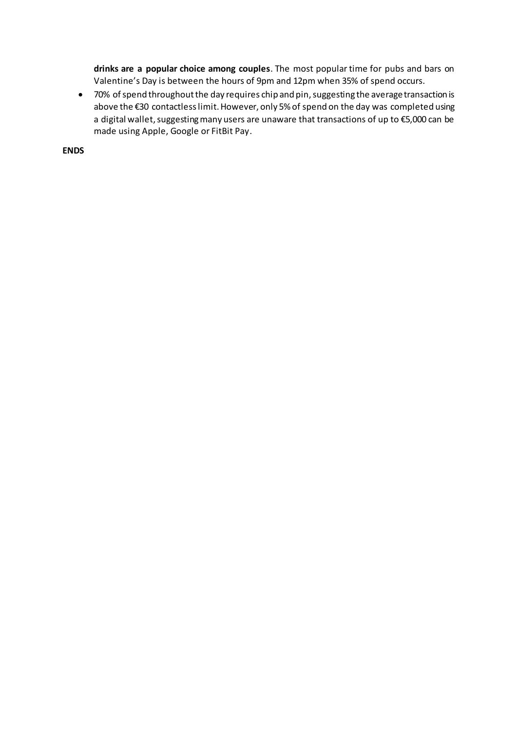**drinks are a popular choice among couples**. The most popular time for pubs and bars on Valentine's Day is between the hours of 9pm and 12pm when 35% of spend occurs.

- 70% of spend throughout the day requires chip and pin, suggesting the average transaction is above the €30 contactless limit. However, only 5% of spend on the day was completed using a digital wallet, suggesting many users are unaware that transactions of up to €5,000 can be made using Apple, Google or FitBit Pay.

**ENDS**